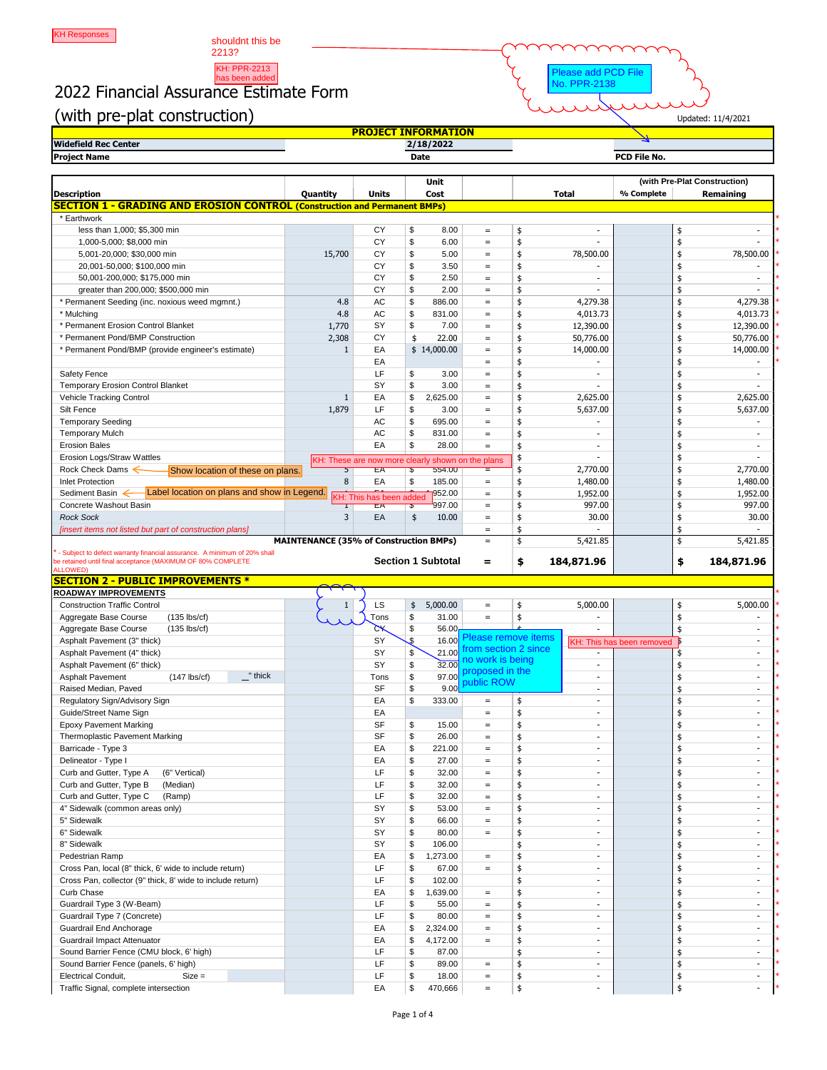KH Responses

shouldnt this be 2213?

KH: PPR-2213 has been added

Please add PCD File No. PPR-2138

# 2022 Financial Assurance Estimate Form

## (with pre-plat construction)

Updated: 11/4/2021

| PROJECT INFORMATION | | |
|---|---|---|
| Widefield Rec Center | 2/18/2022 | |
| Project Name | Date | PCD File No. |

| Description | Quantity | Units | Unit Cost | | Total | % Complete | Remaining |
|---|---|---|---|---|---|---|---|
| **SECTION 1 - GRADING AND EROSION CONTROL (Construction and Permanent BMPs)** | | | | | | | |
| * Earthwork | | | | | | | |
| less than 1,000; $5,300 min | | CY | $ 8.00 | = | $ - | | $ - |
| 1,000-5,000; $8,000 min | | CY | $ 6.00 | = | $ - | | $ - |
| 5,001-20,000; $30,000 min | 15,700 | CY | $ 5.00 | = | $ 78,500.00 | | $ 78,500.00 |
| 20,001-50,000; $100,000 min | | CY | $ 3.50 | = | $ - | | $ - |
| 50,001-200,000; $175,000 min | | CY | $ 2.50 | = | $ - | | $ - |
| greater than 200,000; $500,000 min | | CY | $ 2.00 | = | $ - | | $ - |
| * Permanent Seeding (inc. noxious weed mgmnt.) | 4.8 | AC | $ 886.00 | = | $ 4,279.38 | | $ 4,279.38 |
| * Mulching | 4.8 | AC | $ 831.00 | = | $ 4,013.73 | | $ 4,013.73 |
| * Permanent Erosion Control Blanket | 1,770 | SY | $ 7.00 | = | $ 12,390.00 | | $ 12,390.00 |
| * Permanent Pond/BMP Construction | 2,308 | CY | $ 22.00 | = | $ 50,776.00 | | $ 50,776.00 |
| * Permanent Pond/BMP (provide engineer's estimate) | 1 | EA | $ 14,000.00 | = | $ 14,000.00 | | $ 14,000.00 |
| | | EA | | = | $ - | | $ - |
| Safety Fence | | LF | $ 3.00 | = | $ - | | $ - |
| Temporary Erosion Control Blanket | | SY | $ 3.00 | = | $ - | | $ - |
| Vehicle Tracking Control | 1 | EA | $ 2,625.00 | = | $ 2,625.00 | | $ 2,625.00 |
| Silt Fence | 1,879 | LF | $ 3.00 | = | $ 5,637.00 | | $ 5,637.00 |
| Temporary Seeding | | AC | $ 695.00 | = | $ - | | $ - |
| Temporary Mulch | | AC | $ 831.00 | = | $ - | | $ - |
| Erosion Bales | | EA | $ 28.00 | = | $ - | | $ - |
| Erosion Logs/Straw Wattles | | | | | $ - | | $ - |
| Rock Check Dams (Show location of these on plans.) | 5 | EA | $ 554.00 | = | $ 2,770.00 | | $ 2,770.00 |
| Inlet Protection | 8 | EA | $ 185.00 | = | $ 1,480.00 | | $ 1,480.00 |
| Sediment Basin (Label location on plans and show in Legend.) | 1 | EA | $ 1,952.00 | = | $ 1,952.00 | | $ 1,952.00 |
| Concrete Washout Basin | 1 | EA | $ 997.00 | = | $ 997.00 | | $ 997.00 |
| *Rock Sock* | 3 | EA | $ 10.00 | = | $ 30.00 | | $ 30.00 |
| *[insert items not listed but part of construction plans]* | | | | = | $ - | | $ - |
| | | **MAINTENANCE (35% of Construction BMPs)** | | = | $ 5,421.85 | | $ 5,421.85 |
| | | **Section 1 Subtotal** | | = | **$ 184,871.96** | | **$ 184,871.96** |

KH: These are now more clearly shown on the plans

KH: This has been added

* - Subject to defect warranty financial assurance. A minimum of 20% shall be retained until final acceptance (MAXIMUM OF 80% COMPLETE ALLOWED)

Please remove items from section 2 since no work is being proposed in the public ROW

KH: This has been removed

| Description | Quantity | Units | Unit Cost | | Total | % Complete | Remaining |
|---|---|---|---|---|---|---|---|
| **SECTION 2 - PUBLIC IMPROVEMENTS *** | | | | | | | |
| **ROADWAY IMPROVEMENTS** | | | | | | | |
| Construction Traffic Control | 1 | LS | $ 5,000.00 | = | $ 5,000.00 | | $ 5,000.00 |
| Aggregate Base Course (135 lbs/cf) | | Tons | $ 31.00 | = | $ - | | $ - |
| Aggregate Base Course (135 lbs/cf) | | CY | $ 56.00 | | $ - | | $ - |
| Asphalt Pavement (3" thick) | | SY | $ 16.00 | | | | $ - |
| Asphalt Pavement (4" thick) | | SY | $ 21.00 | | $ - | | $ - |
| Asphalt Pavement (6" thick) | | SY | $ 32.00 | | $ - | | $ - |
| Asphalt Pavement (147 lbs/cf) _" thick | | Tons | $ 97.00 | | $ - | | $ - |
| Raised Median, Paved | | SF | $ 9.00 | | $ - | | $ - |
| Regulatory Sign/Advisory Sign | | EA | $ 333.00 | = | $ - | | $ - |
| Guide/Street Name Sign | | EA | | = | $ - | | $ - |
| Epoxy Pavement Marking | | SF | $ 15.00 | = | $ - | | $ - |
| Thermoplastic Pavement Marking | | SF | $ 26.00 | = | $ - | | $ - |
| Barricade - Type 3 | | EA | $ 221.00 | = | $ - | | $ - |
| Delineator - Type I | | EA | $ 27.00 | = | $ - | | $ - |
| Curb and Gutter, Type A (6" Vertical) | | LF | $ 32.00 | = | $ - | | $ - |
| Curb and Gutter, Type B (Median) | | LF | $ 32.00 | = | $ - | | $ - |
| Curb and Gutter, Type C (Ramp) | | LF | $ 32.00 | = | $ - | | $ - |
| 4" Sidewalk (common areas only) | | SY | $ 53.00 | = | $ - | | $ - |
| 5" Sidewalk | | SY | $ 66.00 | = | $ - | | $ - |
| 6" Sidewalk | | SY | $ 80.00 | = | $ - | | $ - |
| 8" Sidewalk | | SY | $ 106.00 | | $ - | | $ - |
| Pedestrian Ramp | | EA | $ 1,273.00 | = | $ - | | $ - |
| Cross Pan, local (8" thick, 6' wide to include return) | | LF | $ 67.00 | = | $ - | | $ - |
| Cross Pan, collector (9" thick, 8' wide to include return) | | LF | $ 102.00 | | $ - | | $ - |
| Curb Chase | | EA | $ 1,639.00 | = | $ - | | $ - |
| Guardrail Type 3 (W-Beam) | | LF | $ 55.00 | = | $ - | | $ - |
| Guardrail Type 7 (Concrete) | | LF | $ 80.00 | = | $ - | | $ - |
| Guardrail End Anchorage | | EA | $ 2,324.00 | = | $ - | | $ - |
| Guardrail Impact Attenuator | | EA | $ 4,172.00 | = | $ - | | $ - |
| Sound Barrier Fence (CMU block, 6' high) | | LF | $ 87.00 | | $ - | | $ - |
| Sound Barrier Fence (panels, 6' high) | | LF | $ 89.00 | = | $ - | | $ - |
| Electrical Conduit, Size = | | LF | $ 18.00 | = | $ - | | $ - |
| Traffic Signal, complete intersection | | EA | $ 470,666 | = | $ - | | $ - |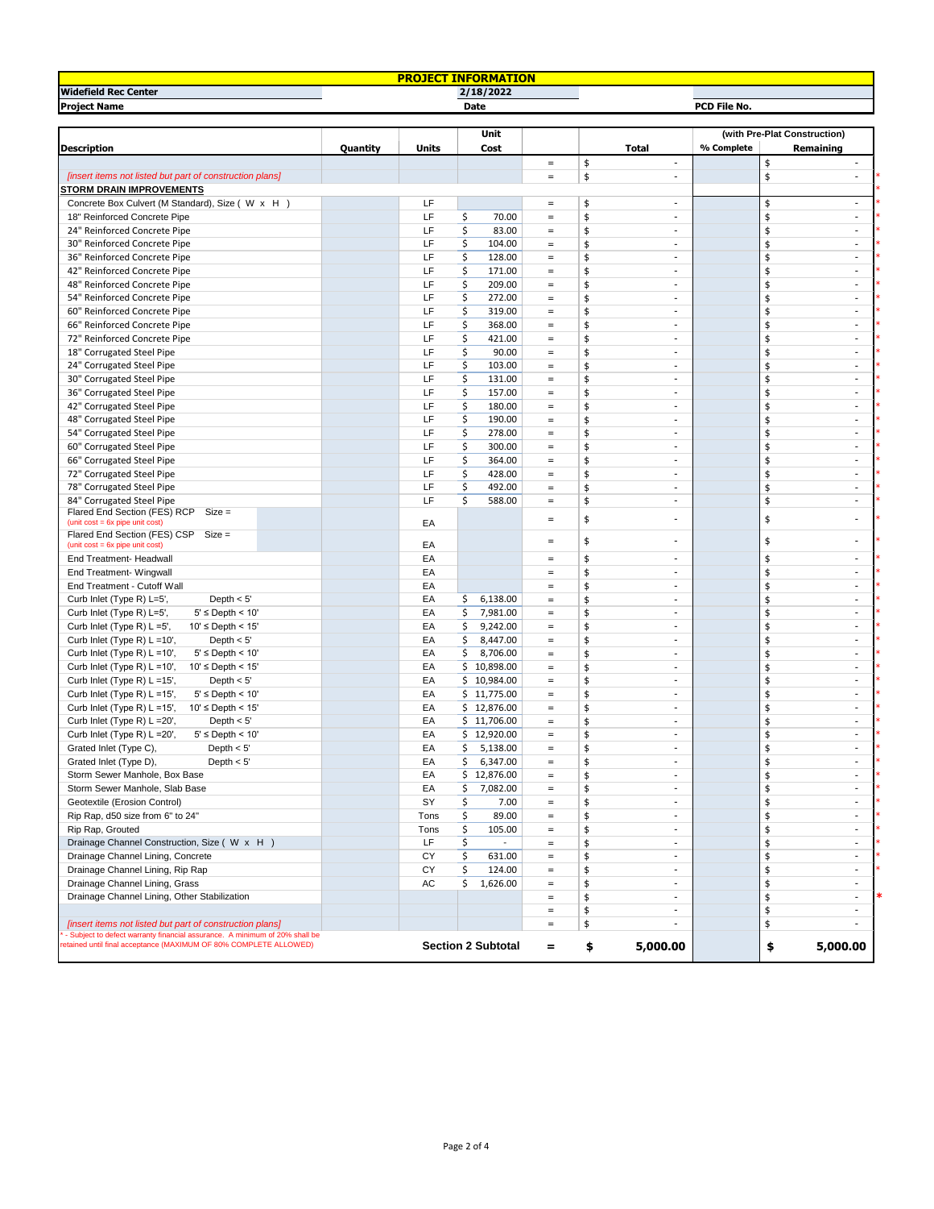| PROJECT INFORMATION | | | |
|---|---|---|---|
| Widefield Rec Center | 2/18/2022 | | |
| Project Name | Date | | PCD File No. |

| Description | Quantity | Units | Unit Cost | | Total | (with Pre-Plat Construction) % Complete | Remaining | |
|---|---|---|---|---|---|---|---|---|
| | | | | = | $ - | | $ - | |
| *[insert items not listed but part of construction plans]* | | | | = | $ - | | $ - | * |
| **STORM DRAIN IMPROVEMENTS** | | | | | | | | * |
| Concrete Box Culvert (M Standard), Size ( W x H ) | | LF | | = | $ - | | $ - | * |
| 18" Reinforced Concrete Pipe | | LF | $ 70.00 | = | $ - | | $ - | * |
| 24" Reinforced Concrete Pipe | | LF | $ 83.00 | = | $ - | | $ - | * |
| 30" Reinforced Concrete Pipe | | LF | $ 104.00 | = | $ - | | $ - | * |
| 36" Reinforced Concrete Pipe | | LF | $ 128.00 | = | $ - | | $ - | * |
| 42" Reinforced Concrete Pipe | | LF | $ 171.00 | = | $ - | | $ - | * |
| 48" Reinforced Concrete Pipe | | LF | $ 209.00 | = | $ - | | $ - | * |
| 54" Reinforced Concrete Pipe | | LF | $ 272.00 | = | $ - | | $ - | * |
| 60" Reinforced Concrete Pipe | | LF | $ 319.00 | = | $ - | | $ - | * |
| 66" Reinforced Concrete Pipe | | LF | $ 368.00 | = | $ - | | $ - | * |
| 72" Reinforced Concrete Pipe | | LF | $ 421.00 | = | $ - | | $ - | * |
| 18" Corrugated Steel Pipe | | LF | $ 90.00 | = | $ - | | $ - | * |
| 24" Corrugated Steel Pipe | | LF | $ 103.00 | = | $ - | | $ - | * |
| 30" Corrugated Steel Pipe | | LF | $ 131.00 | = | $ - | | $ - | * |
| 36" Corrugated Steel Pipe | | LF | $ 157.00 | = | $ - | | $ - | * |
| 42" Corrugated Steel Pipe | | LF | $ 180.00 | = | $ - | | $ - | * |
| 48" Corrugated Steel Pipe | | LF | $ 190.00 | = | $ - | | $ - | * |
| 54" Corrugated Steel Pipe | | LF | $ 278.00 | = | $ - | | $ - | * |
| 60" Corrugated Steel Pipe | | LF | $ 300.00 | = | $ - | | $ - | * |
| 66" Corrugated Steel Pipe | | LF | $ 364.00 | = | $ - | | $ - | * |
| 72" Corrugated Steel Pipe | | LF | $ 428.00 | = | $ - | | $ - | * |
| 78" Corrugated Steel Pipe | | LF | $ 492.00 | = | $ - | | $ - | * |
| 84" Corrugated Steel Pipe | | LF | $ 588.00 | = | $ - | | $ - | * |
| Flared End Section (FES) RCP Size = (unit cost = 6x pipe unit cost) | | EA | | = | $ - | | $ - | * |
| Flared End Section (FES) CSP Size = (unit cost = 6x pipe unit cost) | | EA | | = | $ - | | $ - | * |
| End Treatment- Headwall | | EA | | = | $ - | | $ - | * |
| End Treatment- Wingwall | | EA | | = | $ - | | $ - | * |
| End Treatment - Cutoff Wall | | EA | | = | $ - | | $ - | * |
| Curb Inlet (Type R) L=5', Depth < 5' | | EA | $ 6,138.00 | = | $ - | | $ - | * |
| Curb Inlet (Type R) L=5', 5' ≤ Depth < 10' | | EA | $ 7,981.00 | = | $ - | | $ - | * |
| Curb Inlet (Type R) L =5', 10' ≤ Depth < 15' | | EA | $ 9,242.00 | = | $ - | | $ - | * |
| Curb Inlet (Type R) L =10', Depth < 5' | | EA | $ 8,447.00 | = | $ - | | $ - | * |
| Curb Inlet (Type R) L =10', 5' ≤ Depth < 10' | | EA | $ 8,706.00 | = | $ - | | $ - | * |
| Curb Inlet (Type R) L =10', 10' ≤ Depth < 15' | | EA | $ 10,898.00 | = | $ - | | $ - | * |
| Curb Inlet (Type R) L =15', Depth < 5' | | EA | $ 10,984.00 | = | $ - | | $ - | * |
| Curb Inlet (Type R) L =15', 5' ≤ Depth < 10' | | EA | $ 11,775.00 | = | $ - | | $ - | * |
| Curb Inlet (Type R) L =15', 10' ≤ Depth < 15' | | EA | $ 12,876.00 | = | $ - | | $ - | * |
| Curb Inlet (Type R) L =20', Depth < 5' | | EA | $ 11,706.00 | = | $ - | | $ - | * |
| Curb Inlet (Type R) L =20', 5' ≤ Depth < 10' | | EA | $ 12,920.00 | = | $ - | | $ - | * |
| Grated Inlet (Type C), Depth < 5' | | EA | $ 5,138.00 | = | $ - | | $ - | * |
| Grated Inlet (Type D), Depth < 5' | | EA | $ 6,347.00 | = | $ - | | $ - | * |
| Storm Sewer Manhole, Box Base | | EA | $ 12,876.00 | = | $ - | | $ - | * |
| Storm Sewer Manhole, Slab Base | | EA | $ 7,082.00 | = | $ - | | $ - | * |
| Geotextile (Erosion Control) | | SY | $ 7.00 | = | $ - | | $ - | * |
| Rip Rap, d50 size from 6" to 24" | | Tons | $ 89.00 | = | $ - | | $ - | * |
| Rip Rap, Grouted | | Tons | $ 105.00 | = | $ - | | $ - | * |
| Drainage Channel Construction, Size ( W x H ) | | LF | $ - | = | $ - | | $ - | * |
| Drainage Channel Lining, Concrete | | CY | $ 631.00 | = | $ - | | $ - | * |
| Drainage Channel Lining, Rip Rap | | CY | $ 124.00 | = | $ - | | $ - | * |
| Drainage Channel Lining, Grass | | AC | $ 1,626.00 | = | $ - | | $ - | |
| Drainage Channel Lining, Other Stabilization | | | | = | $ - | | $ - | * |
| | | | | = | $ - | | $ - | |
| *[insert items not listed but part of construction plans]* | | | | = | $ - | | $ - | |
| | | **Section 2 Subtotal** | | **=** | **$ 5,000.00** | | **$ 5,000.00** | |

\* - Subject to defect warranty financial assurance. A minimum of 20% shall be retained until final acceptance (MAXIMUM OF 80% COMPLETE ALLOWED)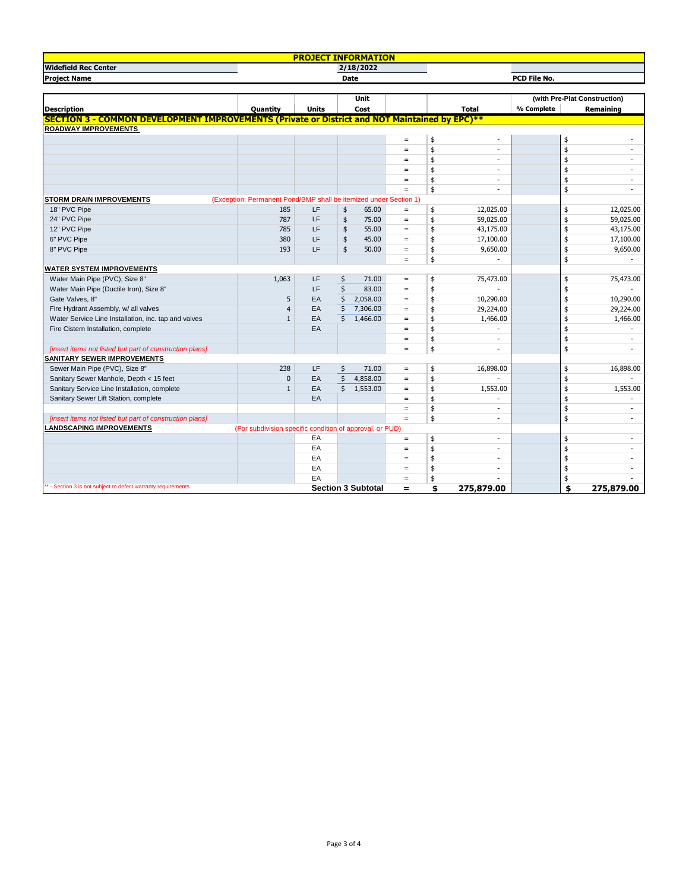| PROJECT INFORMATION | | |
|---|---|---|
| Widefield Rec Center | 2/18/2022 | |
| Project Name | Date | PCD File No. |

| Description | Quantity | Units | Unit Cost | | Total | (with Pre-Plat Construction) % Complete | Remaining |
|---|---|---|---|---|---|---|---|
| **SECTION 3 - COMMON DEVELOPMENT IMPROVEMENTS (Private or District and NOT Maintained by EPC)\*\*** | | | | | | | |
| **ROADWAY IMPROVEMENTS** | | | | | | | |
| | | | | = | $ - | | $ - |
| | | | | = | $ - | | $ - |
| | | | | = | $ - | | $ - |
| | | | | = | $ - | | $ - |
| | | | | = | $ - | | $ - |
| | | | | = | $ - | | $ - |
| **STORM DRAIN IMPROVEMENTS** | (Exception: Permanent Pond/BMP shall be itemized under Section 1) | | | | | | |
| 18" PVC Pipe | 185 | LF | $ 65.00 | = | $ 12,025.00 | | $ 12,025.00 |
| 24" PVC Pipe | 787 | LF | $ 75.00 | = | $ 59,025.00 | | $ 59,025.00 |
| 12" PVC Pipe | 785 | LF | $ 55.00 | = | $ 43,175.00 | | $ 43,175.00 |
| 6" PVC Pipe | 380 | LF | $ 45.00 | = | $ 17,100.00 | | $ 17,100.00 |
| 8" PVC Pipe | 193 | LF | $ 50.00 | = | $ 9,650.00 | | $ 9,650.00 |
| | | | | = | $ - | | $ - |
| **WATER SYSTEM IMPROVEMENTS** | | | | | | | |
| Water Main Pipe (PVC), Size 8" | 1,063 | LF | $ 71.00 | = | $ 75,473.00 | | $ 75,473.00 |
| Water Main Pipe (Ductile Iron), Size 8" | | LF | $ 83.00 | = | $ - | | $ - |
| Gate Valves, 8" | 5 | EA | $ 2,058.00 | = | $ 10,290.00 | | $ 10,290.00 |
| Fire Hydrant Assembly, w/ all valves | 4 | EA | $ 7,306.00 | = | $ 29,224.00 | | $ 29,224.00 |
| Water Service Line Installation, inc. tap and valves | 1 | EA | $ 1,466.00 | = | $ 1,466.00 | | $ 1,466.00 |
| Fire Cistern Installation, complete | | EA | | = | $ - | | $ - |
| | | | | = | $ - | | $ - |
| *[insert items not listed but part of construction plans]* | | | | = | $ - | | $ - |
| **SANITARY SEWER IMPROVEMENTS** | | | | | | | |
| Sewer Main Pipe (PVC), Size 8" | 238 | LF | $ 71.00 | = | $ 16,898.00 | | $ 16,898.00 |
| Sanitary Sewer Manhole, Depth < 15 feet | 0 | EA | $ 4,858.00 | = | $ - | | $ - |
| Sanitary Service Line Installation, complete | 1 | EA | $ 1,553.00 | = | $ 1,553.00 | | $ 1,553.00 |
| Sanitary Sewer Lift Station, complete | | EA | | = | $ - | | $ - |
| | | | | = | $ - | | $ - |
| *[insert items not listed but part of construction plans]* | | | | = | $ - | | $ - |
| **LANDSCAPING IMPROVEMENTS** | (For subdivision specific condition of approval, or PUD) | | | | | | |
| | | EA | | = | $ - | | $ - |
| | | EA | | = | $ - | | $ - |
| | | EA | | = | $ - | | $ - |
| | | EA | | = | $ - | | $ - |
| | | EA | | = | $ - | | $ - |
| \*\* - Section 3 is not subject to defect warranty requirements | | **Section 3 Subtotal** | | **=** | **$ 275,879.00** | | **$ 275,879.00** |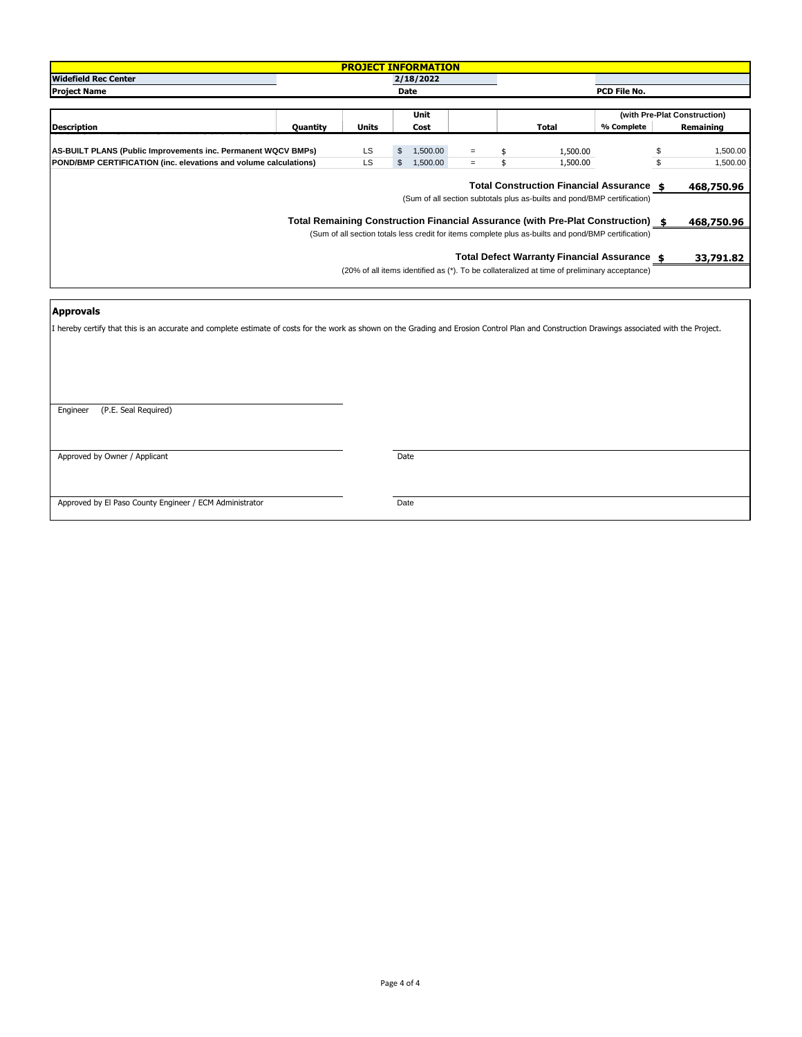## PROJECT INFORMATION

| | | |
|---|---|---|
| Widefield Rec Center | 2/18/2022 | |
| **Project Name** | **Date** | **PCD File No.** |

| Description | Quantity | Units | Unit Cost | | Total | % Complete | (with Pre-Plat Construction) Remaining |
|---|---|---|---|---|---|---|---|
| AS-BUILT PLANS (Public Improvements inc. Permanent WQCV BMPs) | | LS | $ 1,500.00 | = | $ 1,500.00 | | $ 1,500.00 |
| POND/BMP CERTIFICATION (inc. elevations and volume calculations) | | LS | $ 1,500.00 | = | $ 1,500.00 | | $ 1,500.00 |

**Total Construction Financial Assurance $ 468,750.96**
(Sum of all section subtotals plus as-builts and pond/BMP certification)

**Total Remaining Construction Financial Assurance (with Pre-Plat Construction) $ 468,750.96**
(Sum of all section totals less credit for items complete plus as-builts and pond/BMP certification)

**Total Defect Warranty Financial Assurance $ 33,791.82**
(20% of all items identified as (*). To be collateralized at time of preliminary acceptance)

## Approvals

I hereby certify that this is an accurate and complete estimate of costs for the work as shown on the Grading and Erosion Control Plan and Construction Drawings associated with the Project.

Engineer (P.E. Seal Required)

Approved by Owner / Applicant Date

Approved by El Paso County Engineer / ECM Administrator Date